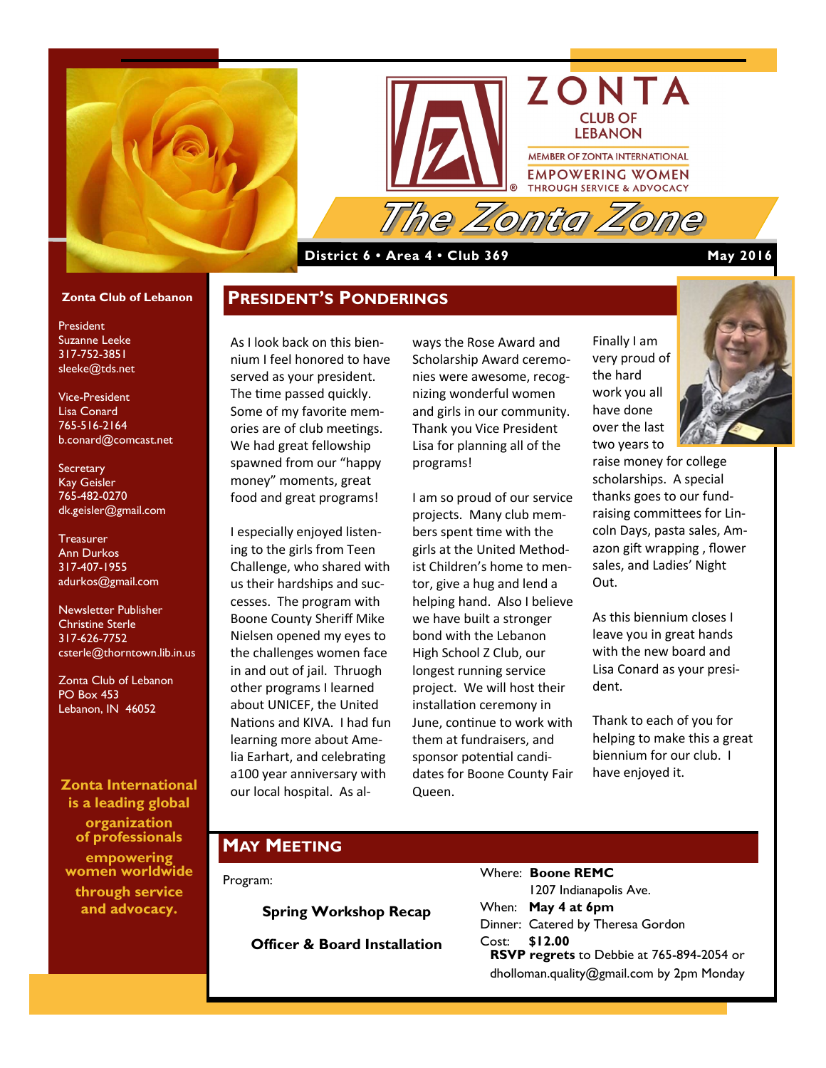# ZONTA CLUB OF LEBANON

MEMBER OF ZONTA INTERNATIONAL

EMPOWERING WOMEN THROUGH SERVICE & ADVOCACY

# The Zonta Zone

**District 6 • Area 4 • Club 369** **May 2016**

**Zonta Club of Lebanon**

President
Suzanne Leeke
317-752-3851
sleeke@tds.net

Vice-President
Lisa Conard
765-516-2164
b.conard@comcast.net

Secretary
Kay Geisler
765-482-0270
dk.geisler@gmail.com

Treasurer
Ann Durkos
317-407-1955
adurkos@gmail.com

Newsletter Publisher
Christine Sterle
317-626-7752
csterle@thorntown.lib.in.us

Zonta Club of Lebanon
PO Box 453
Lebanon, IN 46052

**Zonta International is a leading global organization of professionals empowering women worldwide through service and advocacy.**

## President's Ponderings

As I look back on this biennium I feel honored to have served as your president. The time passed quickly. Some of my favorite memories are of club meetings. We had great fellowship spawned from our "happy money" moments, great food and great programs!

I especially enjoyed listening to the girls from Teen Challenge, who shared with us their hardships and successes. The program with Boone County Sheriff Mike Nielsen opened my eyes to the challenges women face in and out of jail. Through other programs I learned about UNICEF, the United Nations and KIVA. I had fun learning more about Amelia Earhart, and celebrating a100 year anniversary with our local hospital. As always the Rose Award and Scholarship Award ceremonies were awesome, recognizing wonderful women and girls in our community. Thank you Vice President Lisa for planning all of the programs!

I am so proud of our service projects. Many club members spent time with the girls at the United Methodist Children's home to mentor, give a hug and lend a helping hand. Also I believe we have built a stronger bond with the Lebanon High School Z Club, our longest running service project. We will host their installation ceremony in June, continue to work with them at fundraisers, and sponsor potential candidates for Boone County Fair Queen.

Finally I am very proud of the hard work you all have done over the last two years to raise money for college scholarships. A special thanks goes to our fundraising committees for Lincoln Days, pasta sales, Amazon gift wrapping , flower sales, and Ladies' Night Out.

As this biennium closes I leave you in great hands with the new board and Lisa Conard as your president.

Thank to each of you for helping to make this a great biennium for our club. I have enjoyed it.

## May Meeting

Program:

**Spring Workshop Recap**

**Officer & Board Installation**

Where: **Boone REMC**
1207 Indianapolis Ave.
When: **May 4 at 6pm**
Dinner: Catered by Theresa Gordon
Cost: **$12.00**
**RSVP regrets** to Debbie at 765-894-2054 or dholloman.quality@gmail.com by 2pm Monday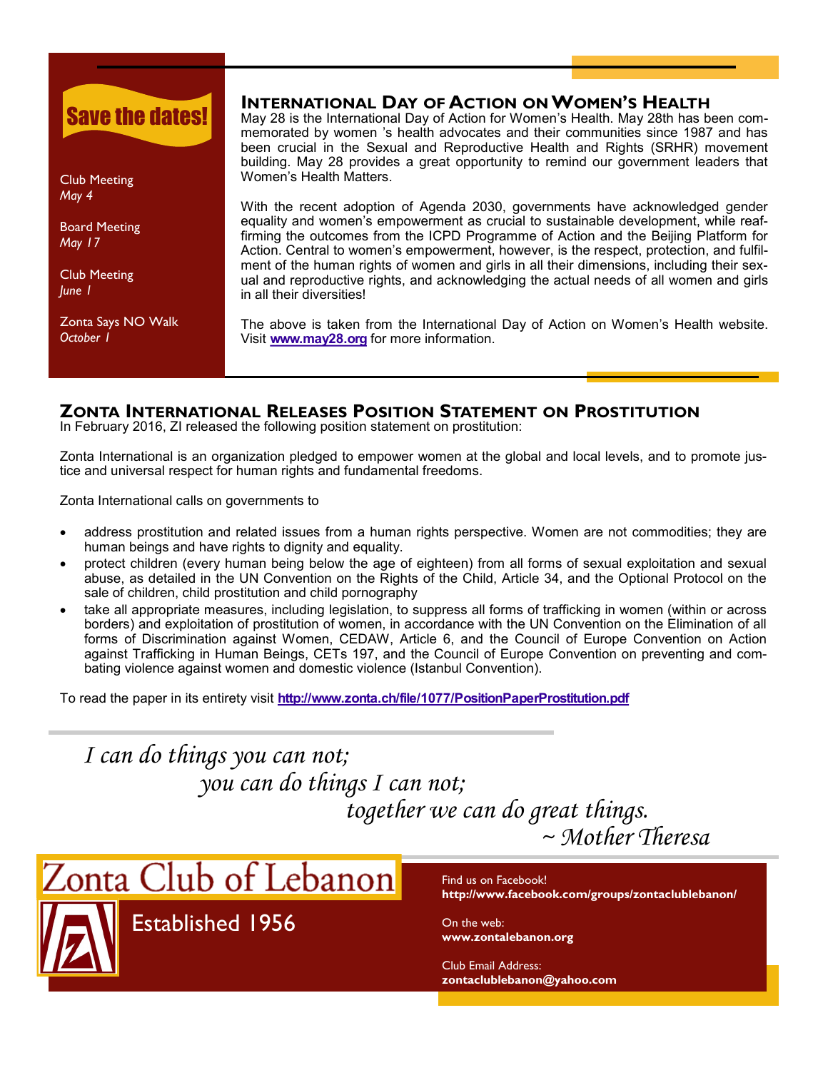## Save the dates!

Club Meeting
*May 4*

Board Meeting
*May 17*

Club Meeting
*June 1*

Zonta Says NO Walk
*October 1*

## International Day of Action on Women's Health

May 28 is the International Day of Action for Women's Health. May 28th has been commemorated by women 's health advocates and their communities since 1987 and has been crucial in the Sexual and Reproductive Health and Rights (SRHR) movement building. May 28 provides a great opportunity to remind our government leaders that Women's Health Matters.

With the recent adoption of Agenda 2030, governments have acknowledged gender equality and women's empowerment as crucial to sustainable development, while reaffirming the outcomes from the ICPD Programme of Action and the Beijing Platform for Action. Central to women's empowerment, however, is the respect, protection, and fulfilment of the human rights of women and girls in all their dimensions, including their sexual and reproductive rights, and acknowledging the actual needs of all women and girls in all their diversities!

The above is taken from the International Day of Action on Women's Health website. Visit **www.may28.org** for more information.

## Zonta International Releases Position Statement on Prostitution

In February 2016, ZI released the following position statement on prostitution:

Zonta International is an organization pledged to empower women at the global and local levels, and to promote justice and universal respect for human rights and fundamental freedoms.

Zonta International calls on governments to

- address prostitution and related issues from a human rights perspective. Women are not commodities; they are human beings and have rights to dignity and equality.
- protect children (every human being below the age of eighteen) from all forms of sexual exploitation and sexual abuse, as detailed in the UN Convention on the Rights of the Child, Article 34, and the Optional Protocol on the sale of children, child prostitution and child pornography
- take all appropriate measures, including legislation, to suppress all forms of trafficking in women (within or across borders) and exploitation of prostitution of women, in accordance with the UN Convention on the Elimination of all forms of Discrimination against Women, CEDAW, Article 6, and the Council of Europe Convention on Action against Trafficking in Human Beings, CETs 197, and the Council of Europe Convention on preventing and combating violence against women and domestic violence (Istanbul Convention).

To read the paper in its entirety visit **http://www.zonta.ch/file/1077/PositionPaperProstitution.pdf**

*I can do things you can not;*
*you can do things I can not;*
*together we can do great things.*
*~ Mother Theresa*

# Zonta Club of Lebanon

Established 1956

Find us on Facebook!
**http://www.facebook.com/groups/zontaclublebanon/**

On the web:
**www.zontalebanon.org**

Club Email Address:
**zontaclublebanon@yahoo.com**